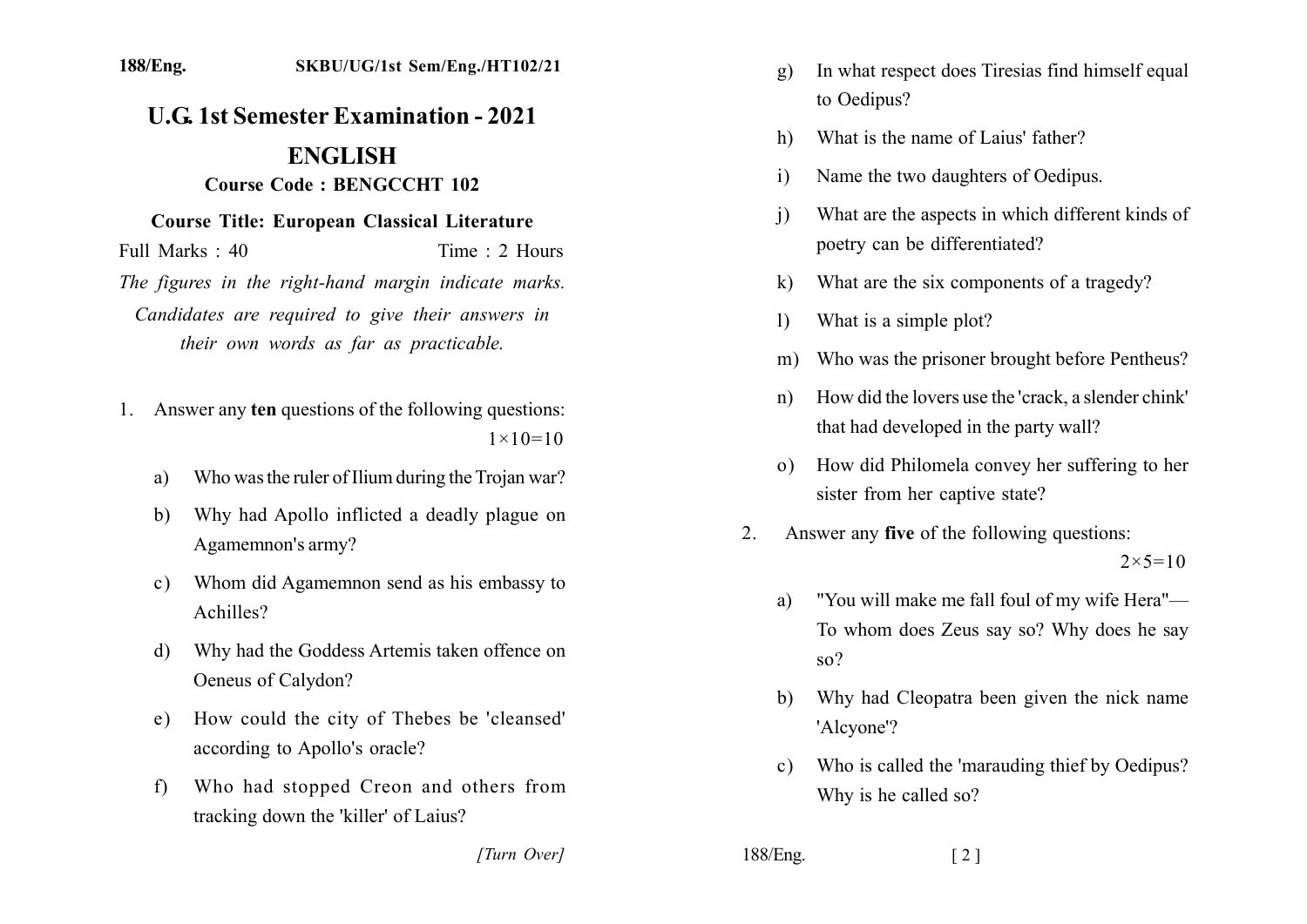188/Eng. SKBU/UG/1st Sem/Eng./HT102/21

# U.G. 1st Semester Examination - 2021

## ENGLISH

### Course Code : BENGCCHT 102

### Course Title: European Classical Literature

Full Marks : 40 Time : 2 Hours

*The figures in the right-hand margin indicate marks. Candidates are required to give their answers in their own words as far as practicable.*

1. Answer any **ten** questions of the following questions: $1 \times 10 = 10$

   a) Who was the ruler of Ilium during the Trojan war?

   b) Why had Apollo inflicted a deadly plague on Agamemnon's army?

   c) Whom did Agamemnon send as his embassy to Achilles?

   d) Why had the Goddess Artemis taken offence on Oeneus of Calydon?

   e) How could the city of Thebes be 'cleansed' according to Apollo's oracle?

   f) Who had stopped Creon and others from tracking down the 'killer' of Laius?

   g) In what respect does Tiresias find himself equal to Oedipus?

   h) What is the name of Laius' father?

   i) Name the two daughters of Oedipus.

   j) What are the aspects in which different kinds of poetry can be differentiated?

   k) What are the six components of a tragedy?

   l) What is a simple plot?

   m) Who was the prisoner brought before Pentheus?

   n) How did the lovers use the 'crack, a slender chink' that had developed in the party wall?

   o) How did Philomela convey her suffering to her sister from her captive state?

2. Answer any **five** of the following questions: $2 \times 5 = 10$

   a) "You will make me fall foul of my wife Hera"— To whom does Zeus say so? Why does he say so?

   b) Why had Cleopatra been given the nick name 'Alcyone'?

   c) Who is called the 'marauding thief by Oedipus? Why is he called so?

[Turn Over]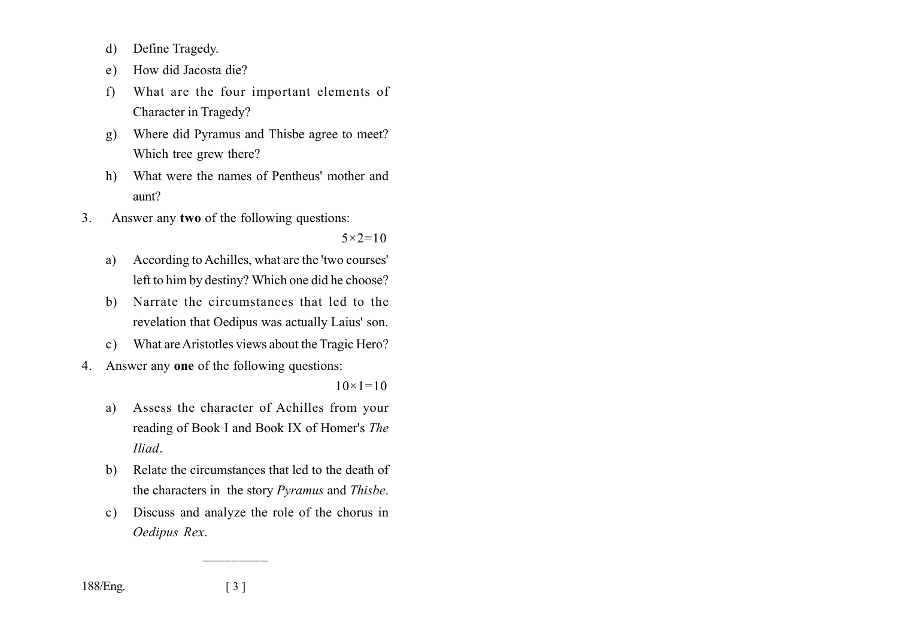d) Define Tragedy.

e) How did Jacosta die?

f) What are the four important elements of Character in Tragedy?

g) Where did Pyramus and Thisbe agree to meet? Which tree grew there?

h) What were the names of Pentheus' mother and aunt?

3. Answer any **two** of the following questions: $5 \times 2 = 10$

a) According to Achilles, what are the 'two courses' left to him by destiny? Which one did he choose?

b) Narrate the circumstances that led to the revelation that Oedipus was actually Laius' son.

c) What are Aristotles views about the Tragic Hero?

4. Answer any **one** of the following questions: $10 \times 1 = 10$

a) Assess the character of Achilles from your reading of Book I and Book IX of Homer's *The Iliad*.

b) Relate the circumstances that led to the death of the characters in the story *Pyramus* and *Thisbe*.

c) Discuss and analyze the role of the chorus in *Oedipus Rex*.

——————